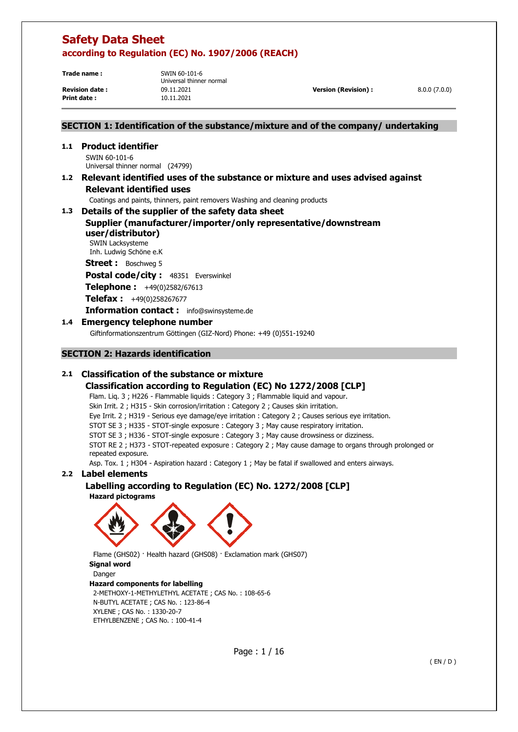# Safety Data Sheet

## according to Regulation (EC) No. 1907/2006 (REACH)

| | | | |
|---|---|---|---|
| **Trade name :** | SWIN 60-101-6 Universal thinner normal | | |
| **Revision date :** | 09.11.2021 | **Version (Revision) :** | 8.0.0 (7.0.0) |
| **Print date :** | 10.11.2021 | | |

## SECTION 1: Identification of the substance/mixture and of the company/ undertaking

### 1.1 Product identifier

SWIN 60-101-6
Universal thinner normal (24799)

### 1.2 Relevant identified uses of the substance or mixture and uses advised against

#### Relevant identified uses

Coatings and paints, thinners, paint removers Washing and cleaning products

### 1.3 Details of the supplier of the safety data sheet

#### Supplier (manufacturer/importer/only representative/downstream user/distributor)

SWIN Lacksysteme
Inh. Ludwig Schöne e.K

**Street :** Boschweg 5

**Postal code/city :** 48351 Everswinkel

**Telephone :** +49(0)2582/67613

**Telefax :** +49(0)258267677

**Information contact :** info@swinsysteme.de

### 1.4 Emergency telephone number

Giftinformationszentrum Göttingen (GIZ-Nord) Phone: +49 (0)551-19240

## SECTION 2: Hazards identification

### 2.1 Classification of the substance or mixture

#### Classification according to Regulation (EC) No 1272/2008 [CLP]

Flam. Liq. 3 ; H226 - Flammable liquids : Category 3 ; Flammable liquid and vapour.
Skin Irrit. 2 ; H315 - Skin corrosion/irritation : Category 2 ; Causes skin irritation.
Eye Irrit. 2 ; H319 - Serious eye damage/eye irritation : Category 2 ; Causes serious eye irritation.
STOT SE 3 ; H335 - STOT-single exposure : Category 3 ; May cause respiratory irritation.
STOT SE 3 ; H336 - STOT-single exposure : Category 3 ; May cause drowsiness or dizziness.
STOT RE 2 ; H373 - STOT-repeated exposure : Category 2 ; May cause damage to organs through prolonged or repeated exposure.
Asp. Tox. 1 ; H304 - Aspiration hazard : Category 1 ; May be fatal if swallowed and enters airways.

### 2.2 Label elements

#### Labelling according to Regulation (EC) No. 1272/2008 [CLP]

**Hazard pictograms**

Flame (GHS02) · Health hazard (GHS08) · Exclamation mark (GHS07)

**Signal word**

Danger

**Hazard components for labelling**

2-METHOXY-1-METHYLETHYL ACETATE ; CAS No. : 108-65-6
N-BUTYL ACETATE ; CAS No. : 123-86-4
XYLENE ; CAS No. : 1330-20-7
ETHYLBENZENE ; CAS No. : 100-41-4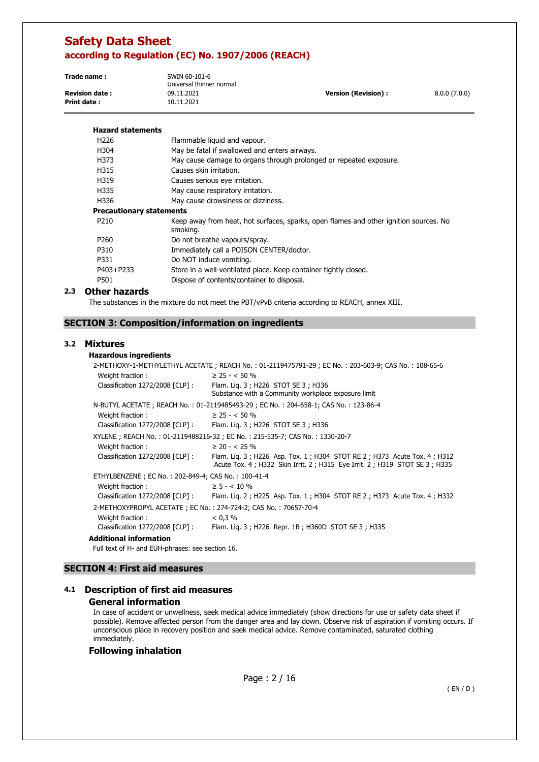**Hazard statements**

| | |
|---|---|
| H226 | Flammable liquid and vapour. |
| H304 | May be fatal if swallowed and enters airways. |
| H373 | May cause damage to organs through prolonged or repeated exposure. |
| H315 | Causes skin irritation. |
| H319 | Causes serious eye irritation. |
| H335 | May cause respiratory irritation. |
| H336 | May cause drowsiness or dizziness. |

**Precautionary statements**

| | |
|---|---|
| P210 | Keep away from heat, hot surfaces, sparks, open flames and other ignition sources. No smoking. |
| P260 | Do not breathe vapours/spray. |
| P310 | Immediately call a POISON CENTER/doctor. |
| P331 | Do NOT induce vomiting. |
| P403+P233 | Store in a well-ventilated place. Keep container tightly closed. |
| P501 | Dispose of contents/container to disposal. |

### 2.3 Other hazards

The substances in the mixture do not meet the PBT/vPvB criteria according to REACH, annex XIII.

## SECTION 3: Composition/information on ingredients

### 3.2 Mixtures

**Hazardous ingredients**

2-METHOXY-1-METHYLETHYL ACETATE ; REACH No. : 01-2119475791-29 ; EC No. : 203-603-9; CAS No. : 108-65-6

Weight fraction : ≥ 25 - < 50 %
Classification 1272/2008 [CLP] : Flam. Liq. 3 ; H226 STOT SE 3 ; H336
Substance with a Community workplace exposure limit

N-BUTYL ACETATE ; REACH No. : 01-2119485493-29 ; EC No. : 204-658-1; CAS No. : 123-86-4

Weight fraction : ≥ 25 - < 50 %
Classification 1272/2008 [CLP] : Flam. Liq. 3 ; H226 STOT SE 3 ; H336

XYLENE ; REACH No. : 01-2119488216-32 ; EC No. : 215-535-7; CAS No. : 1330-20-7

Weight fraction : ≥ 20 - < 25 %
Classification 1272/2008 [CLP] : Flam. Liq. 3 ; H226 Asp. Tox. 1 ; H304 STOT RE 2 ; H373 Acute Tox. 4 ; H312 Acute Tox. 4 ; H332 Skin Irrit. 2 ; H315 Eye Irrit. 2 ; H319 STOT SE 3 ; H335

ETHYLBENZENE ; EC No. : 202-849-4; CAS No. : 100-41-4

Weight fraction : ≥ 5 - < 10 %
Classification 1272/2008 [CLP] : Flam. Liq. 2 ; H225 Asp. Tox. 1 ; H304 STOT RE 2 ; H373 Acute Tox. 4 ; H332

2-METHOXYPROPYL ACETATE ; EC No. : 274-724-2; CAS No. : 70657-70-4

Weight fraction : < 0,3 %
Classification 1272/2008 [CLP] : Flam. Liq. 3 ; H226 Repr. 1B ; H360D STOT SE 3 ; H335

**Additional information**

Full text of H- and EUH-phrases: see section 16.

## SECTION 4: First aid measures

### 4.1 Description of first aid measures

#### General information

In case of accident or unwellness, seek medical advice immediately (show directions for use or safety data sheet if possible). Remove affected person from the danger area and lay down. Observe risk of aspiration if vomiting occurs. If unconscious place in recovery position and seek medical advice. Remove contaminated, saturated clothing immediately.

#### Following inhalation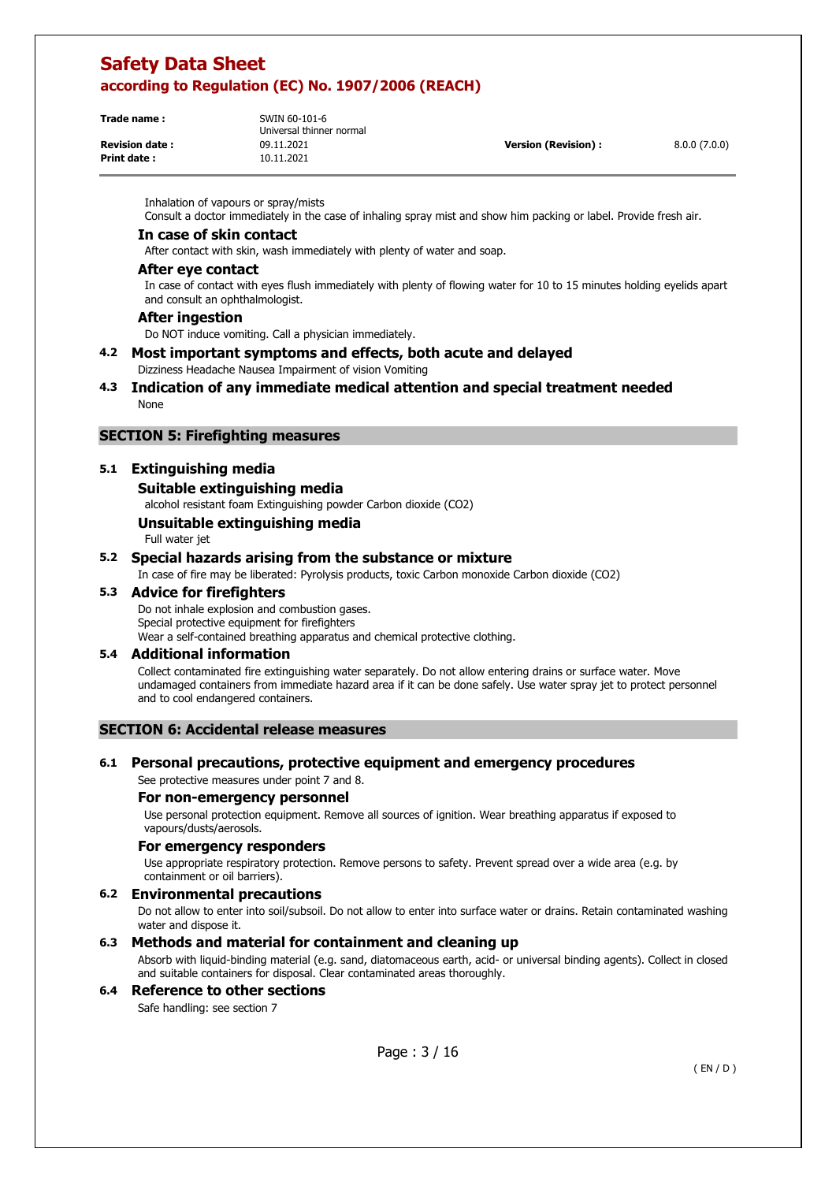Inhalation of vapours or spray/mists

Consult a doctor immediately in the case of inhaling spray mist and show him packing or label. Provide fresh air.

### In case of skin contact

After contact with skin, wash immediately with plenty of water and soap.

### After eye contact

In case of contact with eyes flush immediately with plenty of flowing water for 10 to 15 minutes holding eyelids apart and consult an ophthalmologist.

### After ingestion

Do NOT induce vomiting. Call a physician immediately.

### 4.2 Most important symptoms and effects, both acute and delayed

Dizziness Headache Nausea Impairment of vision Vomiting

### 4.3 Indication of any immediate medical attention and special treatment needed

None

## SECTION 5: Firefighting measures

### 5.1 Extinguishing media

#### Suitable extinguishing media

alcohol resistant foam Extinguishing powder Carbon dioxide ($CO_2$)

#### Unsuitable extinguishing media

Full water jet

### 5.2 Special hazards arising from the substance or mixture

In case of fire may be liberated: Pyrolysis products, toxic Carbon monoxide Carbon dioxide ($CO_2$)

### 5.3 Advice for firefighters

Do not inhale explosion and combustion gases.
Special protective equipment for firefighters
Wear a self-contained breathing apparatus and chemical protective clothing.

### 5.4 Additional information

Collect contaminated fire extinguishing water separately. Do not allow entering drains or surface water. Move undamaged containers from immediate hazard area if it can be done safely. Use water spray jet to protect personnel and to cool endangered containers.

## SECTION 6: Accidental release measures

### 6.1 Personal precautions, protective equipment and emergency procedures

See protective measures under point 7 and 8.

#### For non-emergency personnel

Use personal protection equipment. Remove all sources of ignition. Wear breathing apparatus if exposed to vapours/dusts/aerosols.

#### For emergency responders

Use appropriate respiratory protection. Remove persons to safety. Prevent spread over a wide area (e.g. by containment or oil barriers).

### 6.2 Environmental precautions

Do not allow to enter into soil/subsoil. Do not allow to enter into surface water or drains. Retain contaminated washing water and dispose it.

### 6.3 Methods and material for containment and cleaning up

Absorb with liquid-binding material (e.g. sand, diatomaceous earth, acid- or universal binding agents). Collect in closed and suitable containers for disposal. Clear contaminated areas thoroughly.

### 6.4 Reference to other sections

Safe handling: see section 7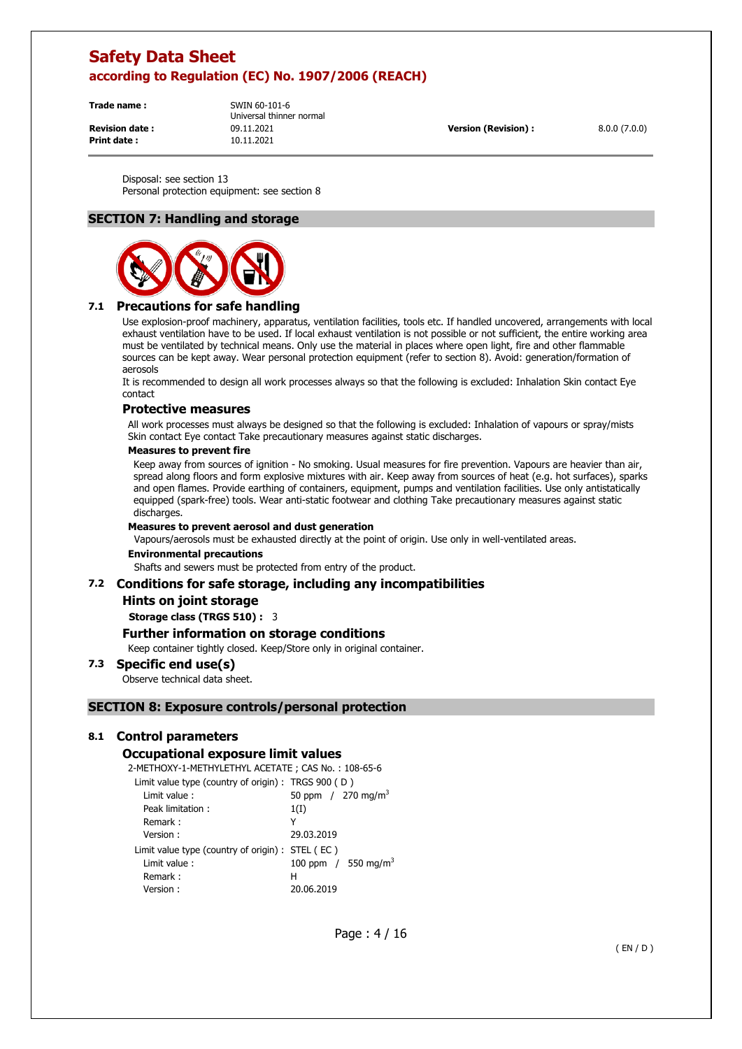Disposal: see section 13
Personal protection equipment: see section 8

## SECTION 7: Handling and storage

### 7.1 Precautions for safe handling

Use explosion-proof machinery, apparatus, ventilation facilities, tools etc. If handled uncovered, arrangements with local exhaust ventilation have to be used. If local exhaust ventilation is not possible or not sufficient, the entire working area must be ventilated by technical means. Only use the material in places where open light, fire and other flammable sources can be kept away. Wear personal protection equipment (refer to section 8). Avoid: generation/formation of aerosols

It is recommended to design all work processes always so that the following is excluded: Inhalation Skin contact Eye contact

#### Protective measures

All work processes must always be designed so that the following is excluded: Inhalation of vapours or spray/mists Skin contact Eye contact Take precautionary measures against static discharges.

**Measures to prevent fire**

Keep away from sources of ignition - No smoking. Usual measures for fire prevention. Vapours are heavier than air, spread along floors and form explosive mixtures with air. Keep away from sources of heat (e.g. hot surfaces), sparks and open flames. Provide earthing of containers, equipment, pumps and ventilation facilities. Use only antistatically equipped (spark-free) tools. Wear anti-static footwear and clothing Take precautionary measures against static discharges.

**Measures to prevent aerosol and dust generation**

Vapours/aerosols must be exhausted directly at the point of origin. Use only in well-ventilated areas.

**Environmental precautions**

Shafts and sewers must be protected from entry of the product.

### 7.2 Conditions for safe storage, including any incompatibilities

#### Hints on joint storage

**Storage class (TRGS 510) :** 3

#### Further information on storage conditions

Keep container tightly closed. Keep/Store only in original container.

### 7.3 Specific end use(s)

Observe technical data sheet.

## SECTION 8: Exposure controls/personal protection

### 8.1 Control parameters

#### Occupational exposure limit values

2-METHOXY-1-METHYLETHYL ACETATE ; CAS No. : 108-65-6

| | |
|---|---|
| Limit value type (country of origin) : | TRGS 900 ( D ) |
| Limit value : | 50 ppm / 270 mg/m$^3$ |
| Peak limitation : | 1(I) |
| Remark : | Y |
| Version : | 29.03.2019 |
| Limit value type (country of origin) : | STEL ( EC ) |
| Limit value : | 100 ppm / 550 mg/m$^3$ |
| Remark : | H |
| Version : | 20.06.2019 |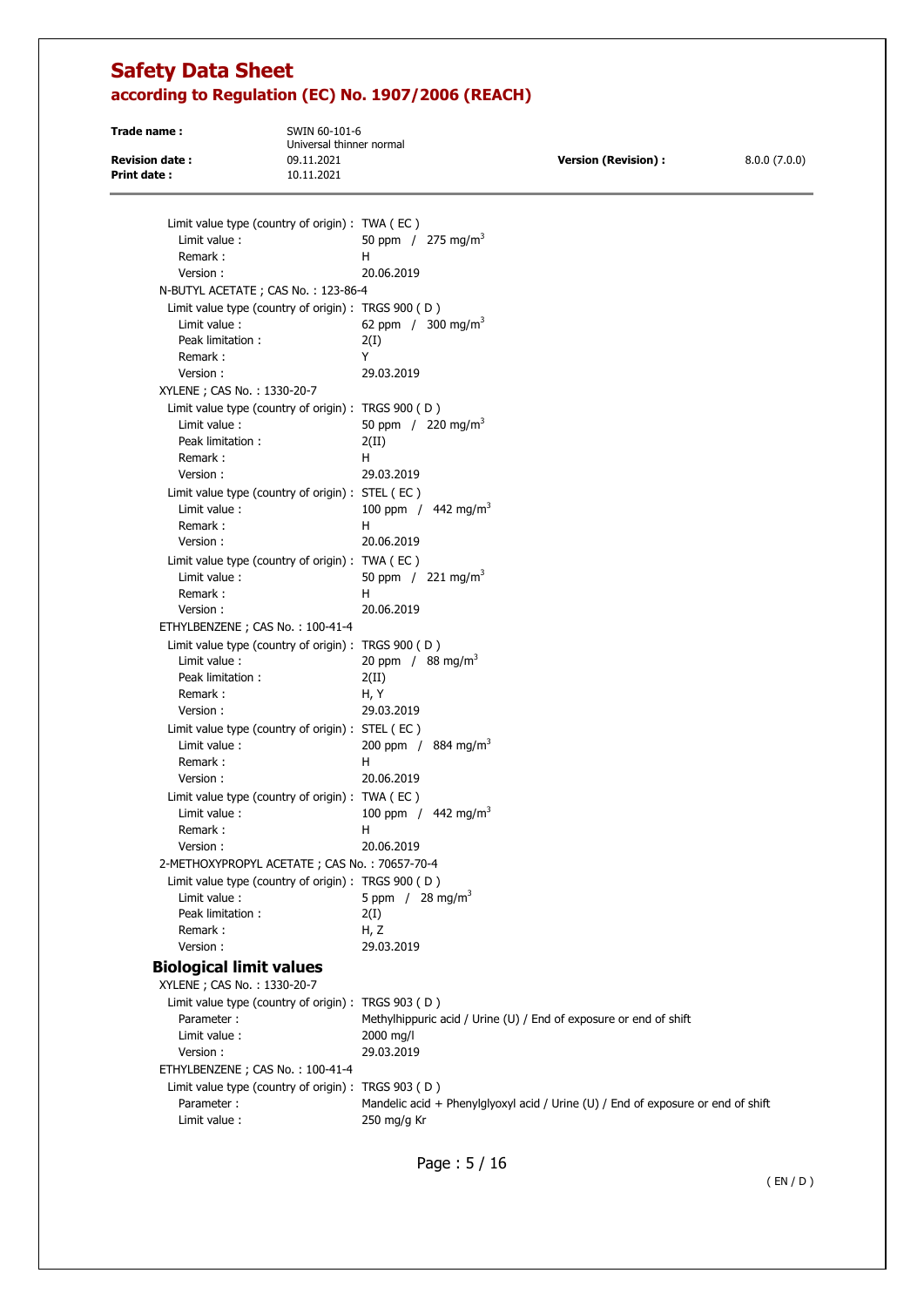Limit value type (country of origin) : TWA ( EC )
Limit value : 50 ppm / 275 mg/m$^3$
Remark : H
Version : 20.06.2019

N-BUTYL ACETATE ; CAS No. : 123-86-4

Limit value type (country of origin) : TRGS 900 ( D )
Limit value : 62 ppm / 300 mg/m$^3$
Peak limitation : 2(I)
Remark : Y
Version : 29.03.2019

XYLENE ; CAS No. : 1330-20-7

Limit value type (country of origin) : TRGS 900 ( D )
Limit value : 50 ppm / 220 mg/m$^3$
Peak limitation : 2(II)
Remark : H
Version : 29.03.2019

Limit value type (country of origin) : STEL ( EC )
Limit value : 100 ppm / 442 mg/m$^3$
Remark : H
Version : 20.06.2019

Limit value type (country of origin) : TWA ( EC )
Limit value : 50 ppm / 221 mg/m$^3$
Remark : H
Version : 20.06.2019

ETHYLBENZENE ; CAS No. : 100-41-4

Limit value type (country of origin) : TRGS 900 ( D )
Limit value : 20 ppm / 88 mg/m$^3$
Peak limitation : 2(II)
Remark : H, Y
Version : 29.03.2019

Limit value type (country of origin) : STEL ( EC )
Limit value : 200 ppm / 884 mg/m$^3$
Remark : H
Version : 20.06.2019

Limit value type (country of origin) : TWA ( EC )
Limit value : 100 ppm / 442 mg/m$^3$
Remark : H
Version : 20.06.2019

2-METHOXYPROPYL ACETATE ; CAS No. : 70657-70-4

Limit value type (country of origin) : TRGS 900 ( D )
Limit value : 5 ppm / 28 mg/m$^3$
Peak limitation : 2(I)
Remark : H, Z
Version : 29.03.2019

## Biological limit values

XYLENE ; CAS No. : 1330-20-7

Limit value type (country of origin) : TRGS 903 ( D )
Parameter : Methylhippuric acid / Urine (U) / End of exposure or end of shift
Limit value : 2000 mg/l
Version : 29.03.2019

ETHYLBENZENE ; CAS No. : 100-41-4

Limit value type (country of origin) : TRGS 903 ( D )
Parameter : Mandelic acid + Phenylglyoxyl acid / Urine (U) / End of exposure or end of shift
Limit value : 250 mg/g Kr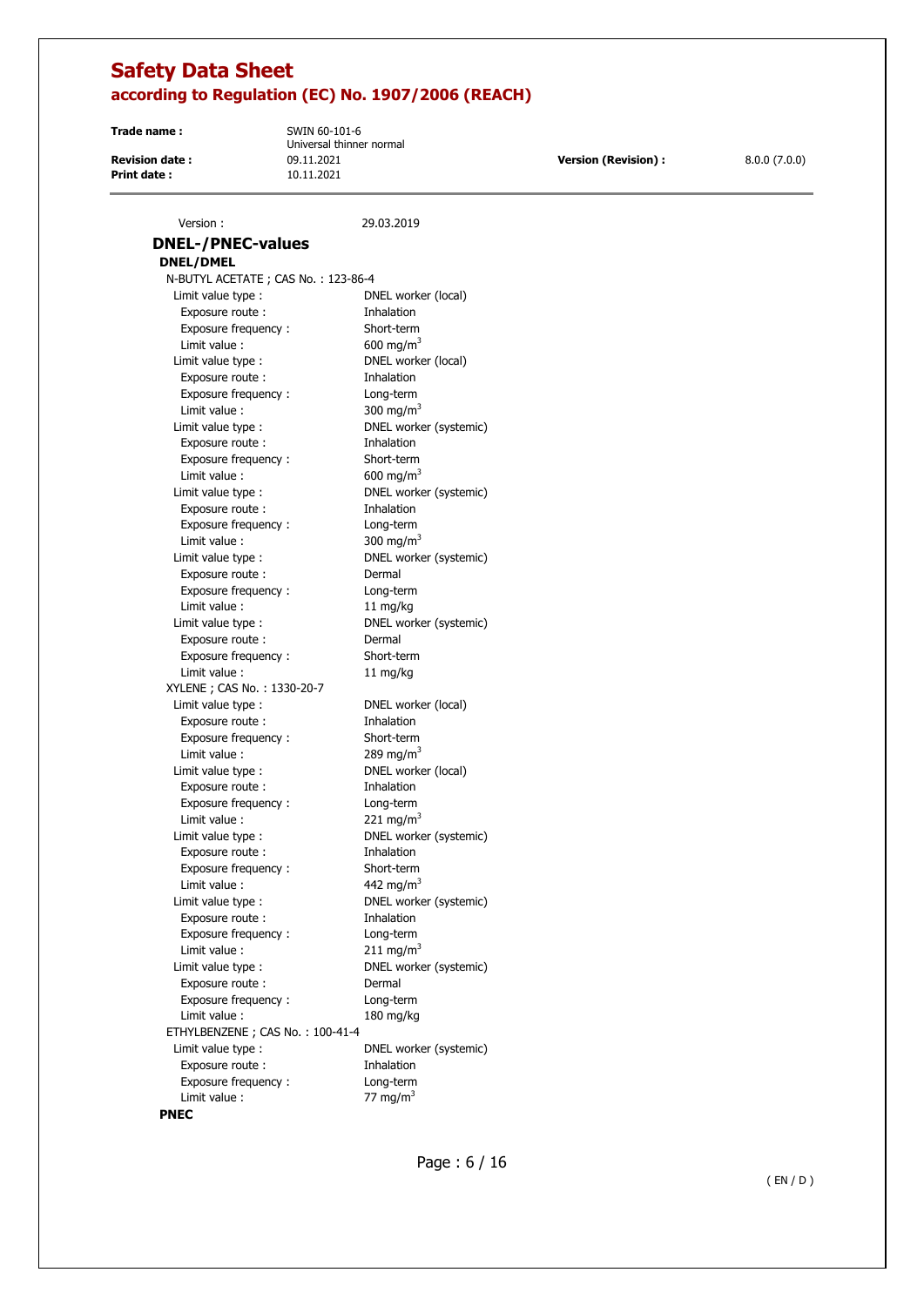Version : 29.03.2019

## DNEL-/PNEC-values

### DNEL/DMEL

N-BUTYL ACETATE ; CAS No. : 123-86-4

| | |
|---|---|
| Limit value type : | DNEL worker (local) |
| Exposure route : | Inhalation |
| Exposure frequency : | Short-term |
| Limit value : | 600 mg/m$^3$ |
| Limit value type : | DNEL worker (local) |
| Exposure route : | Inhalation |
| Exposure frequency : | Long-term |
| Limit value : | 300 mg/m$^3$ |
| Limit value type : | DNEL worker (systemic) |
| Exposure route : | Inhalation |
| Exposure frequency : | Short-term |
| Limit value : | 600 mg/m$^3$ |
| Limit value type : | DNEL worker (systemic) |
| Exposure route : | Inhalation |
| Exposure frequency : | Long-term |
| Limit value : | 300 mg/m$^3$ |
| Limit value type : | DNEL worker (systemic) |
| Exposure route : | Dermal |
| Exposure frequency : | Long-term |
| Limit value : | 11 mg/kg |
| Limit value type : | DNEL worker (systemic) |
| Exposure route : | Dermal |
| Exposure frequency : | Short-term |
| Limit value : | 11 mg/kg |

XYLENE ; CAS No. : 1330-20-7

| | |
|---|---|
| Limit value type : | DNEL worker (local) |
| Exposure route : | Inhalation |
| Exposure frequency : | Short-term |
| Limit value : | 289 mg/m$^3$ |
| Limit value type : | DNEL worker (local) |
| Exposure route : | Inhalation |
| Exposure frequency : | Long-term |
| Limit value : | 221 mg/m$^3$ |
| Limit value type : | DNEL worker (systemic) |
| Exposure route : | Inhalation |
| Exposure frequency : | Short-term |
| Limit value : | 442 mg/m$^3$ |
| Limit value type : | DNEL worker (systemic) |
| Exposure route : | Inhalation |
| Exposure frequency : | Long-term |
| Limit value : | 211 mg/m$^3$ |
| Limit value type : | DNEL worker (systemic) |
| Exposure route : | Dermal |
| Exposure frequency : | Long-term |
| Limit value : | 180 mg/kg |

ETHYLBENZENE ; CAS No. : 100-41-4

| | |
|---|---|
| Limit value type : | DNEL worker (systemic) |
| Exposure route : | Inhalation |
| Exposure frequency : | Long-term |
| Limit value : | 77 mg/m$^3$ |

### PNEC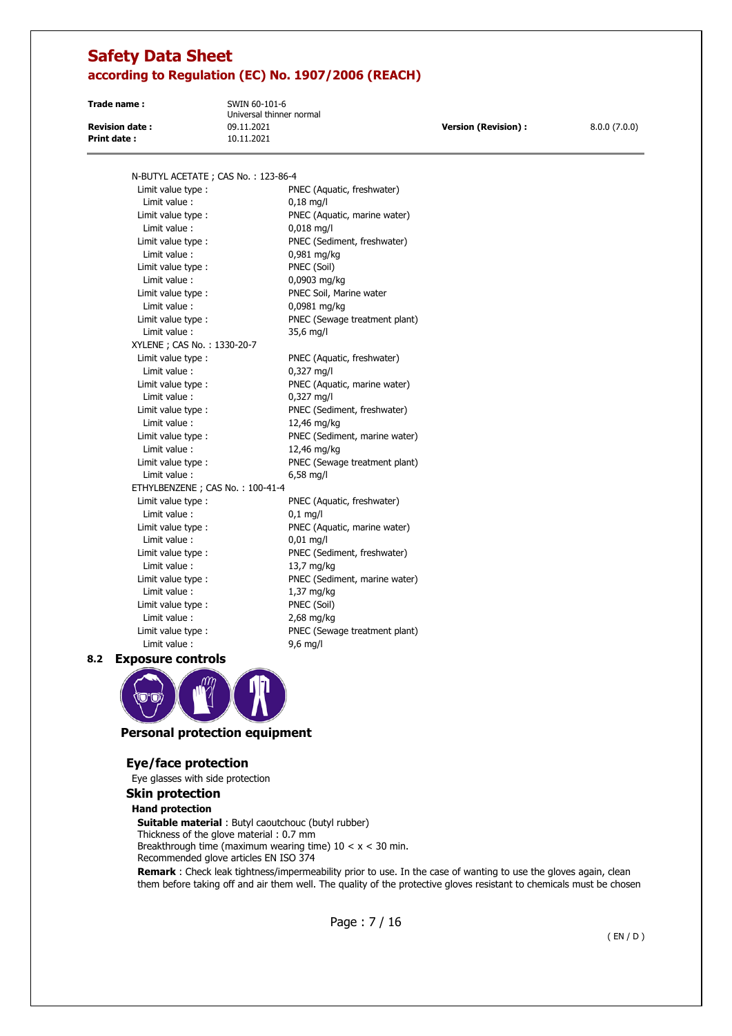N-BUTYL ACETATE ; CAS No. : 123-86-4

| Limit value type : | Limit value : |
|---|---|
| PNEC (Aquatic, freshwater) | 0,18 mg/l |
| PNEC (Aquatic, marine water) | 0,018 mg/l |
| PNEC (Sediment, freshwater) | 0,981 mg/kg |
| PNEC (Soil) | 0,0903 mg/kg |
| PNEC Soil, Marine water | 0,0981 mg/kg |
| PNEC (Sewage treatment plant) | 35,6 mg/l |

XYLENE ; CAS No. : 1330-20-7

| Limit value type : | Limit value : |
|---|---|
| PNEC (Aquatic, freshwater) | 0,327 mg/l |
| PNEC (Aquatic, marine water) | 0,327 mg/l |
| PNEC (Sediment, freshwater) | 12,46 mg/kg |
| PNEC (Sediment, marine water) | 12,46 mg/kg |
| PNEC (Sewage treatment plant) | 6,58 mg/l |

ETHYLBENZENE ; CAS No. : 100-41-4

| Limit value type : | Limit value : |
|---|---|
| PNEC (Aquatic, freshwater) | 0,1 mg/l |
| PNEC (Aquatic, marine water) | 0,01 mg/l |
| PNEC (Sediment, freshwater) | 13,7 mg/kg |
| PNEC (Sediment, marine water) | 1,37 mg/kg |
| PNEC (Soil) | 2,68 mg/kg |
| PNEC (Sewage treatment plant) | 9,6 mg/l |

## 8.2 Exposure controls

### Personal protection equipment

### Eye/face protection

Eye glasses with side protection

### Skin protection

**Hand protection**

**Suitable material** : Butyl caoutchouc (butyl rubber)
Thickness of the glove material : 0.7 mm
Breakthrough time (maximum wearing time) 10 < x < 30 min.
Recommended glove articles EN ISO 374

**Remark** : Check leak tightness/impermeability prior to use. In the case of wanting to use the gloves again, clean them before taking off and air them well. The quality of the protective gloves resistant to chemicals must be chosen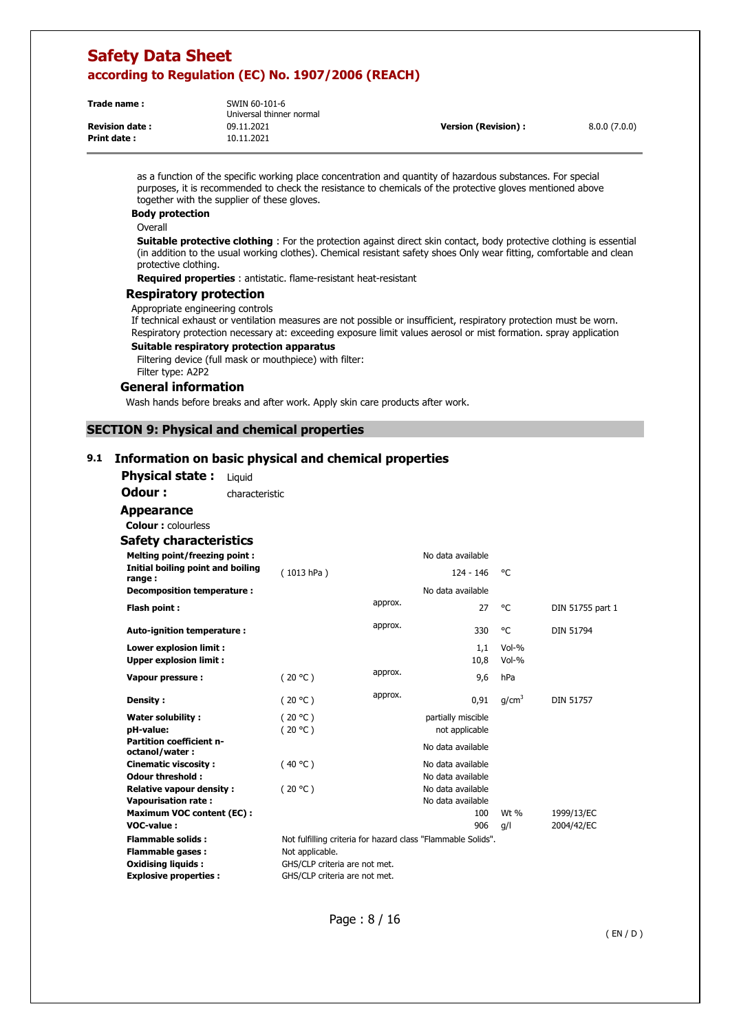as a function of the specific working place concentration and quantity of hazardous substances. For special purposes, it is recommended to check the resistance to chemicals of the protective gloves mentioned above together with the supplier of these gloves.

**Body protection**

Overall

**Suitable protective clothing** : For the protection against direct skin contact, body protective clothing is essential (in addition to the usual working clothes). Chemical resistant safety shoes Only wear fitting, comfortable and clean protective clothing.

**Required properties** : antistatic. flame-resistant heat-resistant

### Respiratory protection

Appropriate engineering controls

If technical exhaust or ventilation measures are not possible or insufficient, respiratory protection must be worn. Respiratory protection necessary at: exceeding exposure limit values aerosol or mist formation. spray application

**Suitable respiratory protection apparatus**

Filtering device (full mask or mouthpiece) with filter:

Filter type: A2P2

### General information

Wash hands before breaks and after work. Apply skin care products after work.

## SECTION 9: Physical and chemical properties

### 9.1 Information on basic physical and chemical properties

**Physical state :** Liquid

**Odour :** characteristic

**Appearance**

**Colour :** colourless

**Safety characteristics**

| Property | Condition | | Value | Unit | Method |
|---|---|---|---|---|---|
| **Melting point/freezing point :** | | | No data available | | |
| **Initial boiling point and boiling range :** | ( 1013 hPa ) | | 124 - 146 | °C | |
| **Decomposition temperature :** | | | No data available | | |
| **Flash point :** | | approx. | 27 | °C | DIN 51755 part 1 |
| **Auto-ignition temperature :** | | approx. | 330 | °C | DIN 51794 |
| **Lower explosion limit :** | | | 1,1 | Vol-% | |
| **Upper explosion limit :** | | | 10,8 | Vol-% | |
| **Vapour pressure :** | ( 20 °C ) | approx. | 9,6 | hPa | |
| **Density :** | ( 20 °C ) | approx. | 0,91 | g/cm³ | DIN 51757 |
| **Water solubility :** | ( 20 °C ) | | partially miscible | | |
| **pH-value:** | ( 20 °C ) | | not applicable | | |
| **Partition coefficient n-octanol/water :** | | | No data available | | |
| **Cinematic viscosity :** | ( 40 °C ) | | No data available | | |
| **Odour threshold :** | | | No data available | | |
| **Relative vapour density :** | ( 20 °C ) | | No data available | | |
| **Vapourisation rate :** | | | No data available | | |
| **Maximum VOC content (EC) :** | | | 100 | Wt % | 1999/13/EC |
| **VOC-value :** | | | 906 | g/l | 2004/42/EC |
| **Flammable solids :** | Not fulfilling criteria for hazard class "Flammable Solids". | | | | |
| **Flammable gases :** | Not applicable. | | | | |
| **Oxidising liquids :** | GHS/CLP criteria are not met. | | | | |
| **Explosive properties :** | GHS/CLP criteria are not met. | | | | |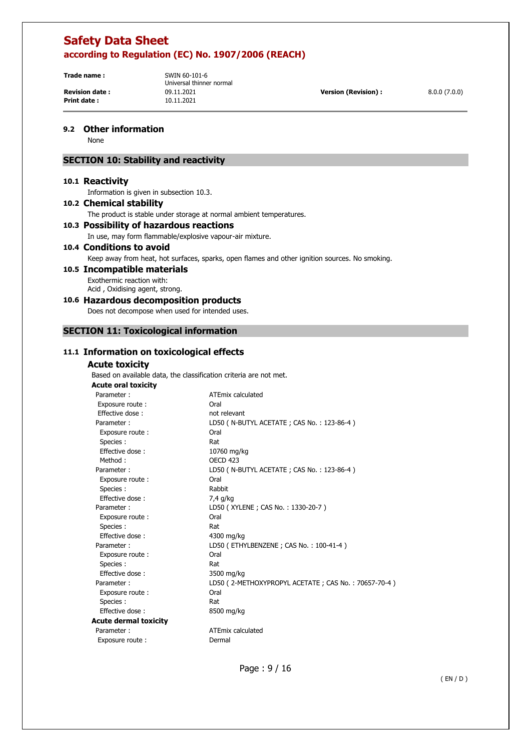### 9.2 Other information

None

## SECTION 10: Stability and reactivity

### 10.1 Reactivity

Information is given in subsection 10.3.

### 10.2 Chemical stability

The product is stable under storage at normal ambient temperatures.

### 10.3 Possibility of hazardous reactions

In use, may form flammable/explosive vapour-air mixture.

### 10.4 Conditions to avoid

Keep away from heat, hot surfaces, sparks, open flames and other ignition sources. No smoking.

### 10.5 Incompatible materials

Exothermic reaction with:
Acid , Oxidising agent, strong.

### 10.6 Hazardous decomposition products

Does not decompose when used for intended uses.

## SECTION 11: Toxicological information

### 11.1 Information on toxicological effects

#### Acute toxicity

Based on available data, the classification criteria are not met.

**Acute oral toxicity**

| | |
|---|---|
| Parameter : | ATEmix calculated |
| Exposure route : | Oral |
| Effective dose : | not relevant |
| Parameter : | LD50 ( N-BUTYL ACETATE ; CAS No. : 123-86-4 ) |
| Exposure route : | Oral |
| Species : | Rat |
| Effective dose : | 10760 mg/kg |
| Method : | OECD 423 |
| Parameter : | LD50 ( N-BUTYL ACETATE ; CAS No. : 123-86-4 ) |
| Exposure route : | Oral |
| Species : | Rabbit |
| Effective dose : | 7,4 g/kg |
| Parameter : | LD50 ( XYLENE ; CAS No. : 1330-20-7 ) |
| Exposure route : | Oral |
| Species : | Rat |
| Effective dose : | 4300 mg/kg |
| Parameter : | LD50 ( ETHYLBENZENE ; CAS No. : 100-41-4 ) |
| Exposure route : | Oral |
| Species : | Rat |
| Effective dose : | 3500 mg/kg |
| Parameter : | LD50 ( 2-METHOXYPROPYL ACETATE ; CAS No. : 70657-70-4 ) |
| Exposure route : | Oral |
| Species : | Rat |
| Effective dose : | 8500 mg/kg |

**Acute dermal toxicity**

| | |
|---|---|
| Parameter : | ATEmix calculated |
| Exposure route : | Dermal |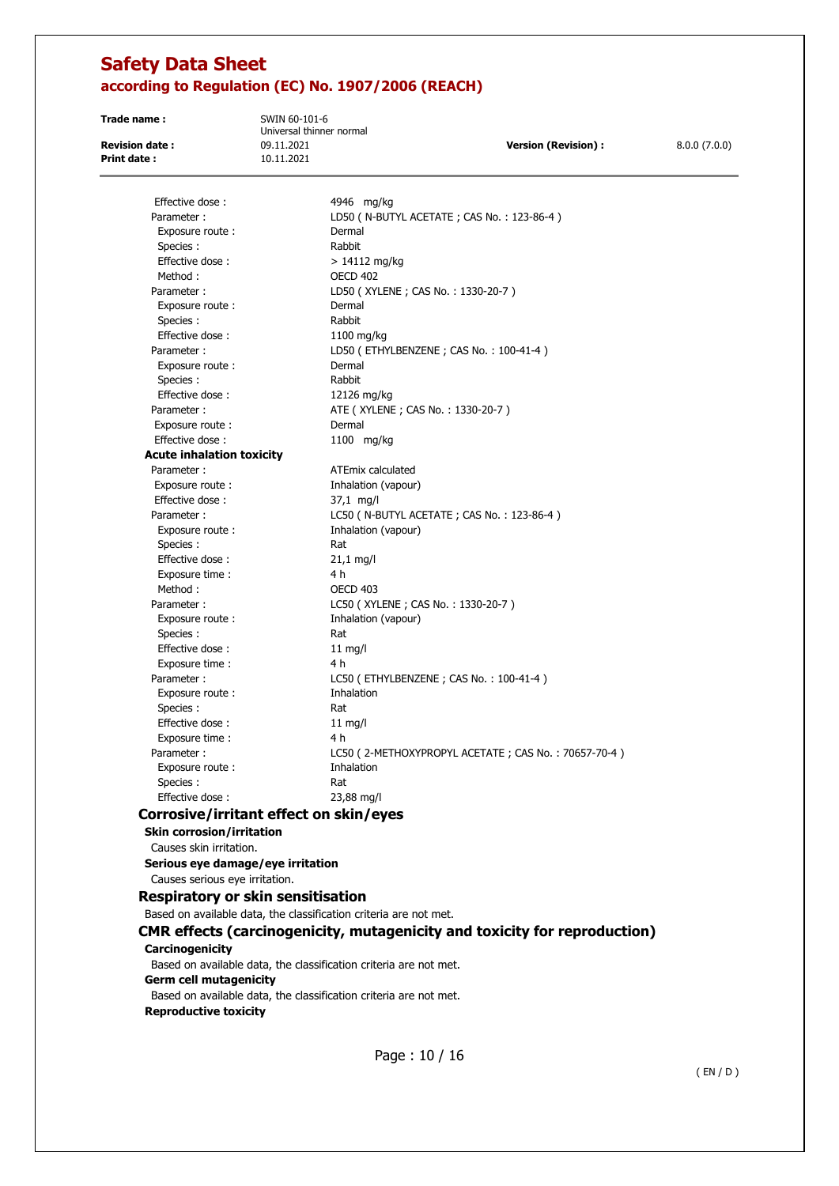Effective dose : 4946 mg/kg

Parameter : LD50 ( N-BUTYL ACETATE ; CAS No. : 123-86-4 )
Exposure route : Dermal
Species : Rabbit
Effective dose : > 14112 mg/kg
Method : OECD 402

Parameter : LD50 ( XYLENE ; CAS No. : 1330-20-7 )
Exposure route : Dermal
Species : Rabbit
Effective dose : 1100 mg/kg

Parameter : LD50 ( ETHYLBENZENE ; CAS No. : 100-41-4 )
Exposure route : Dermal
Species : Rabbit
Effective dose : 12126 mg/kg

Parameter : ATE ( XYLENE ; CAS No. : 1330-20-7 )
Exposure route : Dermal
Effective dose : 1100 mg/kg

**Acute inhalation toxicity**

Parameter : ATEmix calculated
Exposure route : Inhalation (vapour)
Effective dose : 37,1 mg/l

Parameter : LC50 ( N-BUTYL ACETATE ; CAS No. : 123-86-4 )
Exposure route : Inhalation (vapour)
Species : Rat
Effective dose : 21,1 mg/l
Exposure time : 4 h
Method : OECD 403

Parameter : LC50 ( XYLENE ; CAS No. : 1330-20-7 )
Exposure route : Inhalation (vapour)
Species : Rat
Effective dose : 11 mg/l
Exposure time : 4 h

Parameter : LC50 ( ETHYLBENZENE ; CAS No. : 100-41-4 )
Exposure route : Inhalation
Species : Rat
Effective dose : 11 mg/l
Exposure time : 4 h

Parameter : LC50 ( 2-METHOXYPROPYL ACETATE ; CAS No. : 70657-70-4 )
Exposure route : Inhalation
Species : Rat
Effective dose : 23,88 mg/l

## Corrosive/irritant effect on skin/eyes

**Skin corrosion/irritation**

Causes skin irritation.

**Serious eye damage/eye irritation**

Causes serious eye irritation.

## Respiratory or skin sensitisation

Based on available data, the classification criteria are not met.

## CMR effects (carcinogenicity, mutagenicity and toxicity for reproduction)

**Carcinogenicity**

Based on available data, the classification criteria are not met.

**Germ cell mutagenicity**

Based on available data, the classification criteria are not met.

**Reproductive toxicity**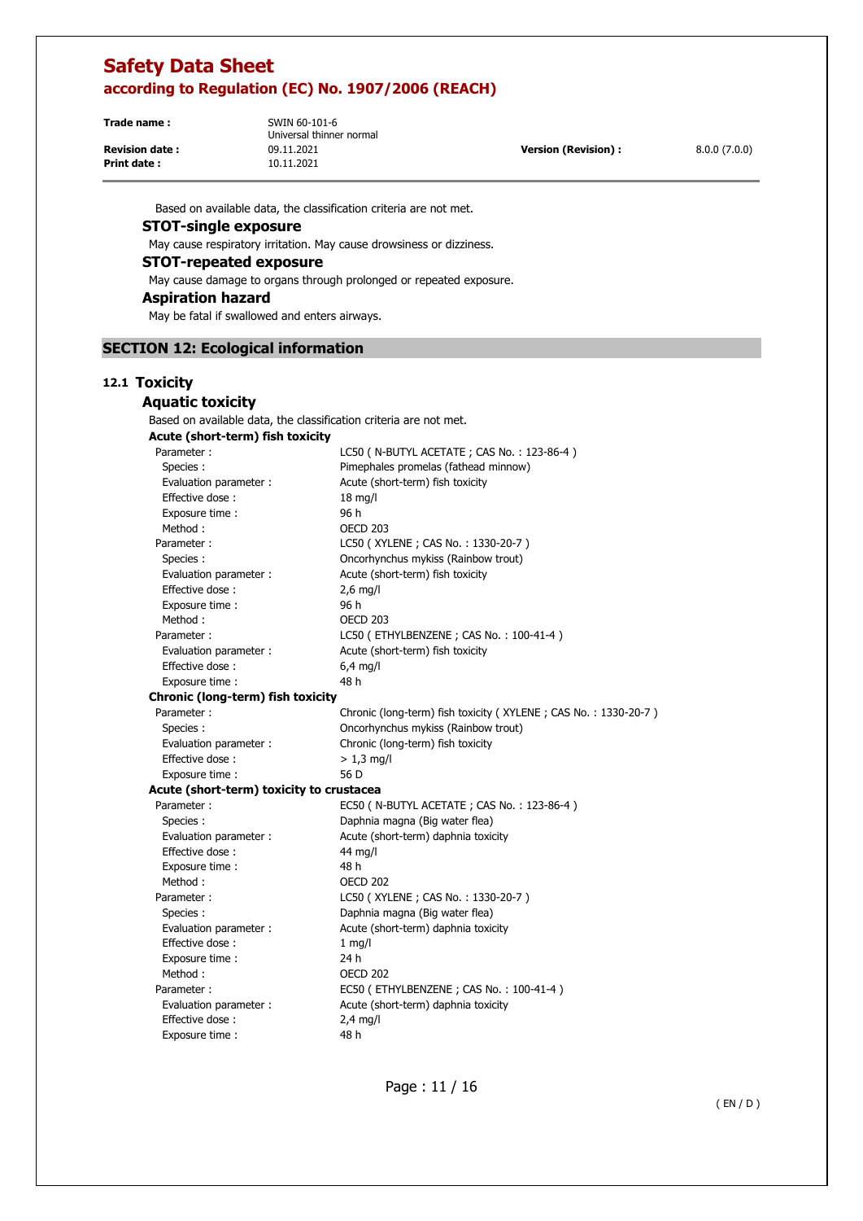Based on available data, the classification criteria are not met.

### STOT-single exposure

May cause respiratory irritation. May cause drowsiness or dizziness.

### STOT-repeated exposure

May cause damage to organs through prolonged or repeated exposure.

### Aspiration hazard

May be fatal if swallowed and enters airways.

## SECTION 12: Ecological information

### 12.1 Toxicity

#### Aquatic toxicity

Based on available data, the classification criteria are not met.

**Acute (short-term) fish toxicity**

| | |
|---|---|
| Parameter : | LC50 ( N-BUTYL ACETATE ; CAS No. : 123-86-4 ) |
| Species : | Pimephales promelas (fathead minnow) |
| Evaluation parameter : | Acute (short-term) fish toxicity |
| Effective dose : | 18 mg/l |
| Exposure time : | 96 h |
| Method : | OECD 203 |
| Parameter : | LC50 ( XYLENE ; CAS No. : 1330-20-7 ) |
| Species : | Oncorhynchus mykiss (Rainbow trout) |
| Evaluation parameter : | Acute (short-term) fish toxicity |
| Effective dose : | 2,6 mg/l |
| Exposure time : | 96 h |
| Method : | OECD 203 |
| Parameter : | LC50 ( ETHYLBENZENE ; CAS No. : 100-41-4 ) |
| Evaluation parameter : | Acute (short-term) fish toxicity |
| Effective dose : | 6,4 mg/l |
| Exposure time : | 48 h |

**Chronic (long-term) fish toxicity**

| | |
|---|---|
| Parameter : | Chronic (long-term) fish toxicity ( XYLENE ; CAS No. : 1330-20-7 ) |
| Species : | Oncorhynchus mykiss (Rainbow trout) |
| Evaluation parameter : | Chronic (long-term) fish toxicity |
| Effective dose : | > 1,3 mg/l |
| Exposure time : | 56 D |

**Acute (short-term) toxicity to crustacea**

| | |
|---|---|
| Parameter : | EC50 ( N-BUTYL ACETATE ; CAS No. : 123-86-4 ) |
| Species : | Daphnia magna (Big water flea) |
| Evaluation parameter : | Acute (short-term) daphnia toxicity |
| Effective dose : | 44 mg/l |
| Exposure time : | 48 h |
| Method : | OECD 202 |
| Parameter : | LC50 ( XYLENE ; CAS No. : 1330-20-7 ) |
| Species : | Daphnia magna (Big water flea) |
| Evaluation parameter : | Acute (short-term) daphnia toxicity |
| Effective dose : | 1 mg/l |
| Exposure time : | 24 h |
| Method : | OECD 202 |
| Parameter : | EC50 ( ETHYLBENZENE ; CAS No. : 100-41-4 ) |
| Evaluation parameter : | Acute (short-term) daphnia toxicity |
| Effective dose : | 2,4 mg/l |
| Exposure time : | 48 h |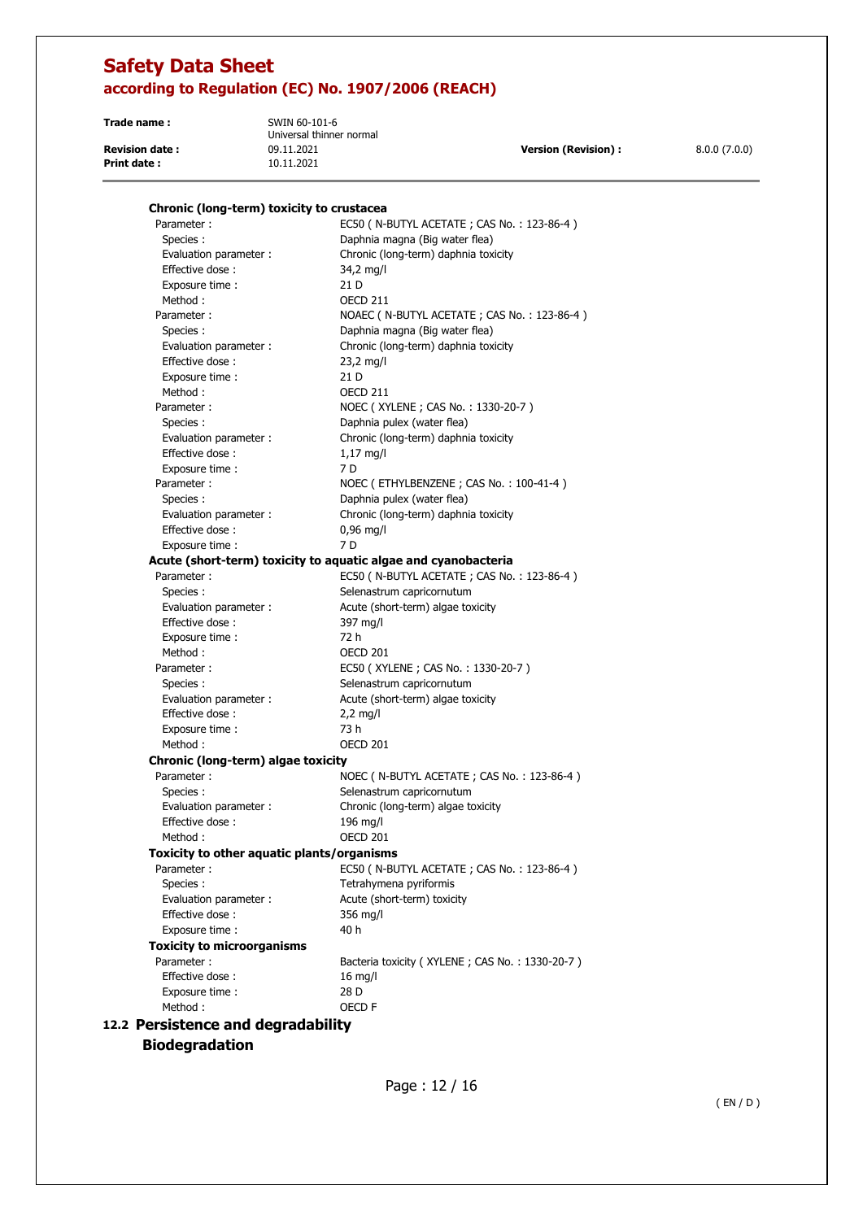#### Chronic (long-term) toxicity to crustacea

| | |
|---|---|
| Parameter : | EC50 ( N-BUTYL ACETATE ; CAS No. : 123-86-4 ) |
| Species : | Daphnia magna (Big water flea) |
| Evaluation parameter : | Chronic (long-term) daphnia toxicity |
| Effective dose : | 34,2 mg/l |
| Exposure time : | 21 D |
| Method : | OECD 211 |
| Parameter : | NOAEC ( N-BUTYL ACETATE ; CAS No. : 123-86-4 ) |
| Species : | Daphnia magna (Big water flea) |
| Evaluation parameter : | Chronic (long-term) daphnia toxicity |
| Effective dose : | 23,2 mg/l |
| Exposure time : | 21 D |
| Method : | OECD 211 |
| Parameter : | NOEC ( XYLENE ; CAS No. : 1330-20-7 ) |
| Species : | Daphnia pulex (water flea) |
| Evaluation parameter : | Chronic (long-term) daphnia toxicity |
| Effective dose : | 1,17 mg/l |
| Exposure time : | 7 D |
| Parameter : | NOEC ( ETHYLBENZENE ; CAS No. : 100-41-4 ) |
| Species : | Daphnia pulex (water flea) |
| Evaluation parameter : | Chronic (long-term) daphnia toxicity |
| Effective dose : | 0,96 mg/l |
| Exposure time : | 7 D |

#### Acute (short-term) toxicity to aquatic algae and cyanobacteria

| | |
|---|---|
| Parameter : | EC50 ( N-BUTYL ACETATE ; CAS No. : 123-86-4 ) |
| Species : | Selenastrum capricornutum |
| Evaluation parameter : | Acute (short-term) algae toxicity |
| Effective dose : | 397 mg/l |
| Exposure time : | 72 h |
| Method : | OECD 201 |
| Parameter : | EC50 ( XYLENE ; CAS No. : 1330-20-7 ) |
| Species : | Selenastrum capricornutum |
| Evaluation parameter : | Acute (short-term) algae toxicity |
| Effective dose : | 2,2 mg/l |
| Exposure time : | 73 h |
| Method : | OECD 201 |

#### Chronic (long-term) algae toxicity

| | |
|---|---|
| Parameter : | NOEC ( N-BUTYL ACETATE ; CAS No. : 123-86-4 ) |
| Species : | Selenastrum capricornutum |
| Evaluation parameter : | Chronic (long-term) algae toxicity |
| Effective dose : | 196 mg/l |
| Method : | OECD 201 |

#### Toxicity to other aquatic plants/organisms

| | |
|---|---|
| Parameter : | EC50 ( N-BUTYL ACETATE ; CAS No. : 123-86-4 ) |
| Species : | Tetrahymena pyriformis |
| Evaluation parameter : | Acute (short-term) toxicity |
| Effective dose : | 356 mg/l |
| Exposure time : | 40 h |

#### Toxicity to microorganisms

| | |
|---|---|
| Parameter : | Bacteria toxicity ( XYLENE ; CAS No. : 1330-20-7 ) |
| Effective dose : | 16 mg/l |
| Exposure time : | 28 D |
| Method : | OECD F |

## 12.2 Persistence and degradability

### Biodegradation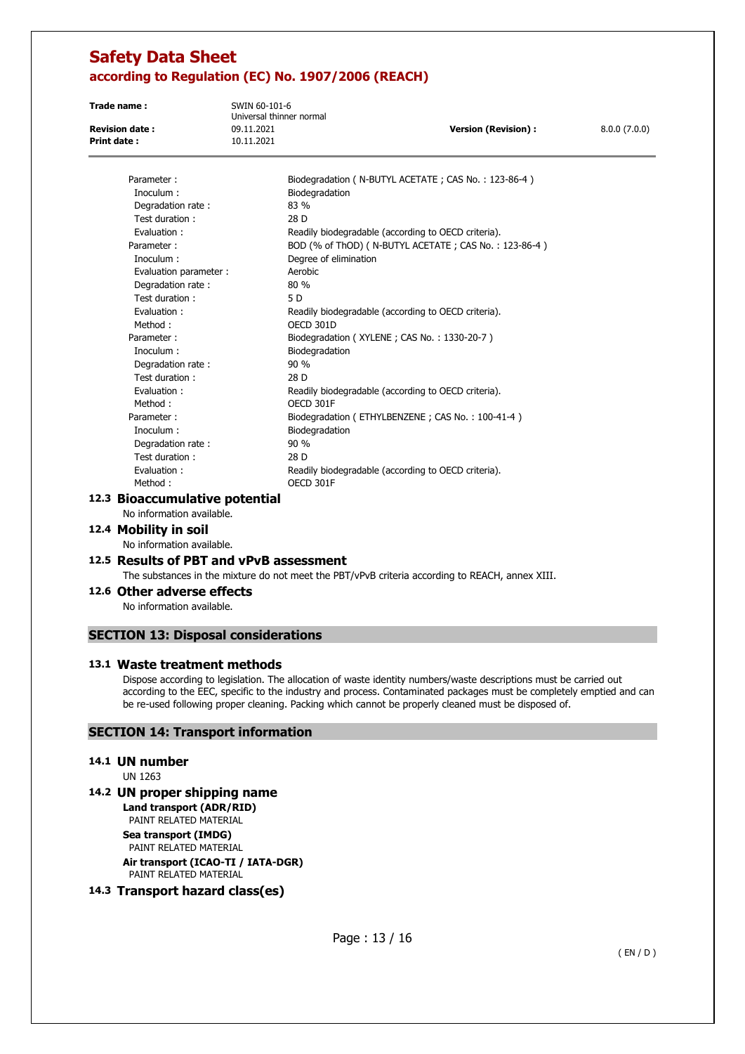| | |
|---|---|
| Parameter : | Biodegradation ( N-BUTYL ACETATE ; CAS No. : 123-86-4 ) |
| Inoculum : | Biodegradation |
| Degradation rate : | 83 % |
| Test duration : | 28 D |
| Evaluation : | Readily biodegradable (according to OECD criteria). |
| Parameter : | BOD (% of ThOD) ( N-BUTYL ACETATE ; CAS No. : 123-86-4 ) |
| Inoculum : | Degree of elimination |
| Evaluation parameter : | Aerobic |
| Degradation rate : | 80 % |
| Test duration : | 5 D |
| Evaluation : | Readily biodegradable (according to OECD criteria). |
| Method : | OECD 301D |
| Parameter : | Biodegradation ( XYLENE ; CAS No. : 1330-20-7 ) |
| Inoculum : | Biodegradation |
| Degradation rate : | 90 % |
| Test duration : | 28 D |
| Evaluation : | Readily biodegradable (according to OECD criteria). |
| Method : | OECD 301F |
| Parameter : | Biodegradation ( ETHYLBENZENE ; CAS No. : 100-41-4 ) |
| Inoculum : | Biodegradation |
| Degradation rate : | 90 % |
| Test duration : | 28 D |
| Evaluation : | Readily biodegradable (according to OECD criteria). |
| Method : | OECD 301F |

### 12.3 Bioaccumulative potential

No information available.

### 12.4 Mobility in soil

No information available.

### 12.5 Results of PBT and vPvB assessment

The substances in the mixture do not meet the PBT/vPvB criteria according to REACH, annex XIII.

### 12.6 Other adverse effects

No information available.

## SECTION 13: Disposal considerations

### 13.1 Waste treatment methods

Dispose according to legislation. The allocation of waste identity numbers/waste descriptions must be carried out according to the EEC, specific to the industry and process. Contaminated packages must be completely emptied and can be re-used following proper cleaning. Packing which cannot be properly cleaned must be disposed of.

## SECTION 14: Transport information

### 14.1 UN number

UN 1263

### 14.2 UN proper shipping name

**Land transport (ADR/RID)**
PAINT RELATED MATERIAL

**Sea transport (IMDG)**
PAINT RELATED MATERIAL

**Air transport (ICAO-TI / IATA-DGR)**
PAINT RELATED MATERIAL

### 14.3 Transport hazard class(es)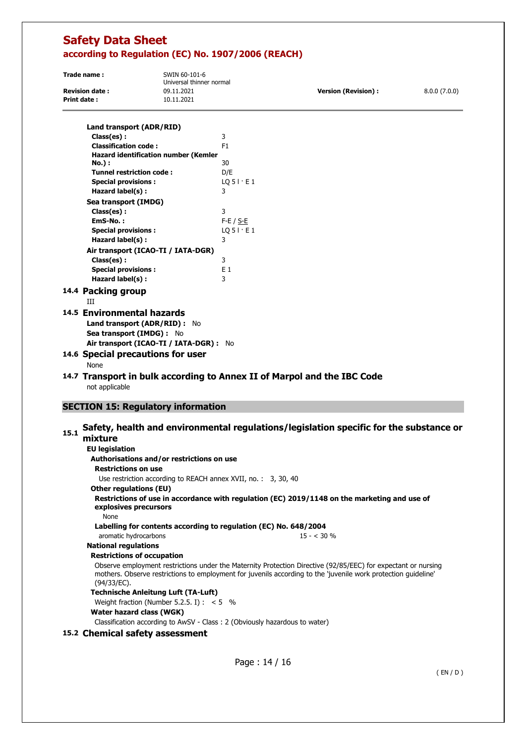**Land transport (ADR/RID)**

| | |
|---|---|
| **Class(es) :** | 3 |
| **Classification code :** | F1 |
| **Hazard identification number (Kemler No.) :** | 30 |
| **Tunnel restriction code :** | D/E |
| **Special provisions :** | LQ 5 l · E 1 |
| **Hazard label(s) :** | 3 |

**Sea transport (IMDG)**

| | |
|---|---|
| **Class(es) :** | 3 |
| **EmS-No. :** | F-E / S-E |
| **Special provisions :** | LQ 5 l · E 1 |
| **Hazard label(s) :** | 3 |

**Air transport (ICAO-TI / IATA-DGR)**

| | |
|---|---|
| **Class(es) :** | 3 |
| **Special provisions :** | E 1 |
| **Hazard label(s) :** | 3 |

### 14.4 Packing group

III

### 14.5 Environmental hazards

**Land transport (ADR/RID) :** No
**Sea transport (IMDG) :** No
**Air transport (ICAO-TI / IATA-DGR) :** No

### 14.6 Special precautions for user

None

### 14.7 Transport in bulk according to Annex II of Marpol and the IBC Code

not applicable

## SECTION 15: Regulatory information

### 15.1 Safety, health and environmental regulations/legislation specific for the substance or mixture

**EU legislation**

**Authorisations and/or restrictions on use**

**Restrictions on use**

Use restriction according to REACH annex XVII, no. : 3, 30, 40

**Other regulations (EU)**

**Restrictions of use in accordance with regulation (EC) 2019/1148 on the marketing and use of explosives precursors**

None

**Labelling for contents according to regulation (EC) No. 648/2004**

aromatic hydrocarbons 15 - < 30 %

**National regulations**

**Restrictions of occupation**

Observe employment restrictions under the Maternity Protection Directive (92/85/EEC) for expectant or nursing mothers. Observe restrictions to employment for juvenils according to the 'juvenile work protection guideline' (94/33/EC).

**Technische Anleitung Luft (TA-Luft)**

Weight fraction (Number 5.2.5. I) : < 5 %

**Water hazard class (WGK)**

Classification according to AwSV - Class : 2 (Obviously hazardous to water)

### 15.2 Chemical safety assessment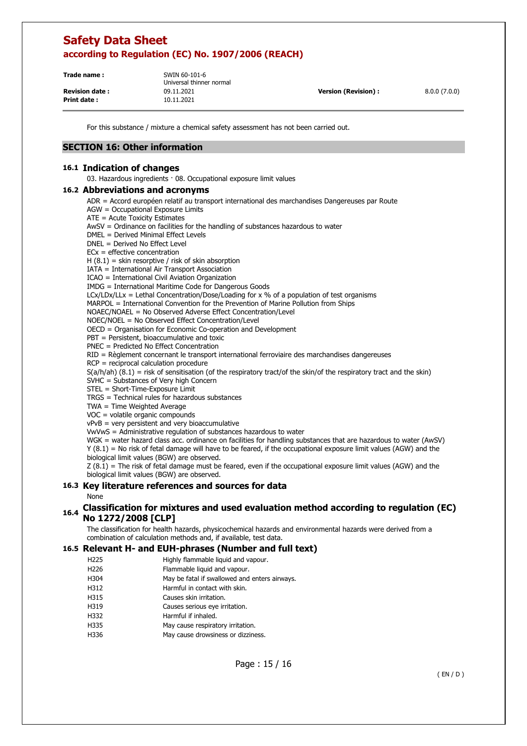For this substance / mixture a chemical safety assessment has not been carried out.

## SECTION 16: Other information

### 16.1 Indication of changes

03. Hazardous ingredients · 08. Occupational exposure limit values

### 16.2 Abbreviations and acronyms

ADR = Accord européen relatif au transport international des marchandises Dangereuses par Route
AGW = Occupational Exposure Limits
ATE = Acute Toxicity Estimates
AwSV = Ordinance on facilities for the handling of substances hazardous to water
DMEL = Derived Minimal Effect Levels
DNEL = Derived No Effect Level
ECx = effective concentration
H (8.1) = skin resorptive / risk of skin absorption
IATA = International Air Transport Association
ICAO = International Civil Aviation Organization
IMDG = International Maritime Code for Dangerous Goods
LCx/LDx/LLx = Lethal Concentration/Dose/Loading for x % of a population of test organisms
MARPOL = International Convention for the Prevention of Marine Pollution from Ships
NOAEC/NOAEL = No Observed Adverse Effect Concentration/Level
NOEC/NOEL = No Observed Effect Concentration/Level
OECD = Organisation for Economic Co-operation and Development
PBT = Persistent, bioaccumulative and toxic
PNEC = Predicted No Effect Concentration
RID = Règlement concernant le transport international ferroviaire des marchandises dangereuses
RCP = reciprocal calculation procedure
S(a/h/ah) (8.1) = risk of sensitisation (of the respiratory tract/of the skin/of the respiratory tract and the skin)
SVHC = Substances of Very high Concern
STEL = Short-Time-Exposure Limit
TRGS = Technical rules for hazardous substances
TWA = Time Weighted Average
VOC = volatile organic compounds
vPvB = very persistent and very bioaccumulative
VwVwS = Administrative regulation of substances hazardous to water
WGK = water hazard class acc. ordinance on facilities for handling substances that are hazardous to water (AwSV)
Y (8.1) = No risk of fetal damage will have to be feared, if the occupational exposure limit values (AGW) and the biological limit values (BGW) are observed.
Z (8.1) = The risk of fetal damage must be feared, even if the occupational exposure limit values (AGW) and the biological limit values (BGW) are observed.

### 16.3 Key literature references and sources for data

None

### 16.4 Classification for mixtures and used evaluation method according to regulation (EC) No 1272/2008 [CLP]

The classification for health hazards, physicochemical hazards and environmental hazards were derived from a combination of calculation methods and, if available, test data.

### 16.5 Relevant H- and EUH-phrases (Number and full text)

| | |
|---|---|
| H225 | Highly flammable liquid and vapour. |
| H226 | Flammable liquid and vapour. |
| H304 | May be fatal if swallowed and enters airways. |
| H312 | Harmful in contact with skin. |
| H315 | Causes skin irritation. |
| H319 | Causes serious eye irritation. |
| H332 | Harmful if inhaled. |
| H335 | May cause respiratory irritation. |
| H336 | May cause drowsiness or dizziness. |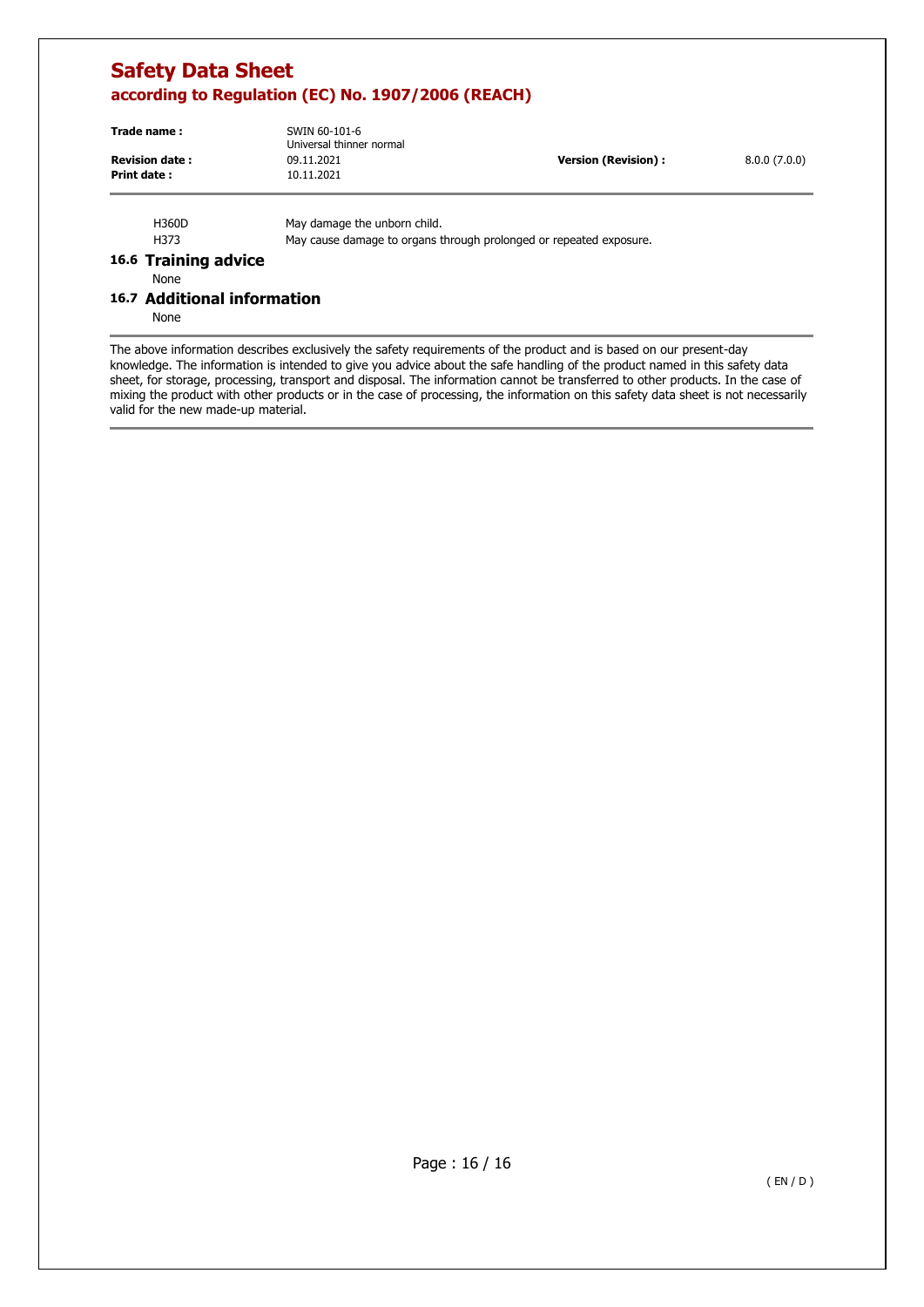| | |
|---|---|
| H360D | May damage the unborn child. |
| H373 | May cause damage to organs through prolonged or repeated exposure. |

## 16.6 Training advice

None

## 16.7 Additional information

None

The above information describes exclusively the safety requirements of the product and is based on our present-day knowledge. The information is intended to give you advice about the safe handling of the product named in this safety data sheet, for storage, processing, transport and disposal. The information cannot be transferred to other products. In the case of mixing the product with other products or in the case of processing, the information on this safety data sheet is not necessarily valid for the new made-up material.